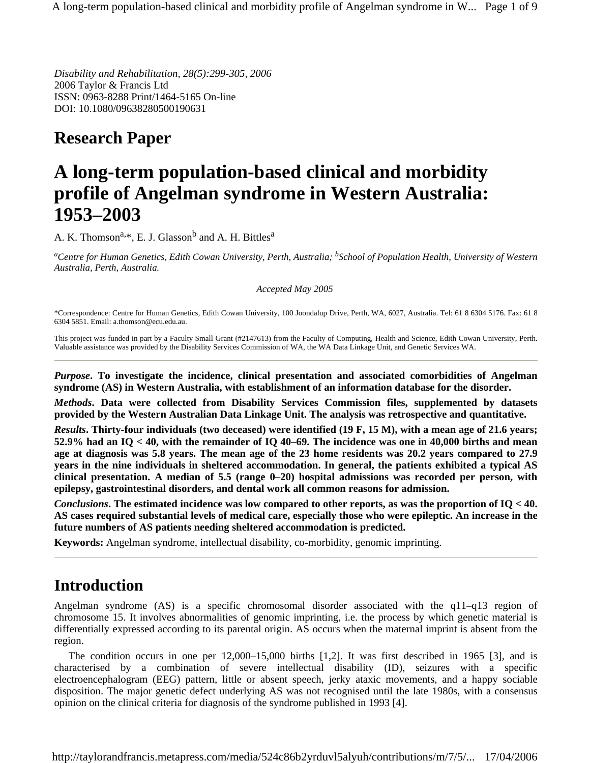*Disability and Rehabilitation, 28(5):299-305, 2006*
2006 Taylor & Francis Ltd
ISSN: 0963-8288 Print/1464-5165 On-line
DOI: 10.1080/09638280500190631

## Research Paper

# A long-term population-based clinical and morbidity profile of Angelman syndrome in Western Australia: 1953–2003

A. K. Thomson[a,*], E. J. Glasson[b] and A. H. Bittles[a]

[a]*Centre for Human Genetics, Edith Cowan University, Perth, Australia;* [b]*School of Population Health, University of Western Australia, Perth, Australia.*

*Accepted May 2005*

*Correspondence: Centre for Human Genetics, Edith Cowan University, 100 Joondalup Drive, Perth, WA, 6027, Australia. Tel: 61 8 6304 5176. Fax: 61 8 6304 5851. Email: a.thomson@ecu.edu.au.

This project was funded in part by a Faculty Small Grant (#2147613) from the Faculty of Computing, Health and Science, Edith Cowan University, Perth. Valuable assistance was provided by the Disability Services Commission of WA, the WA Data Linkage Unit, and Genetic Services WA.

***Purpose*. To investigate the incidence, clinical presentation and associated comorbidities of Angelman syndrome (AS) in Western Australia, with establishment of an information database for the disorder.**

***Methods*. Data were collected from Disability Services Commission files, supplemented by datasets provided by the Western Australian Data Linkage Unit. The analysis was retrospective and quantitative.**

***Results*. Thirty-four individuals (two deceased) were identified (19 F, 15 M), with a mean age of 21.6 years; 52.9% had an IQ < 40, with the remainder of IQ 40–69. The incidence was one in 40,000 births and mean age at diagnosis was 5.8 years. The mean age of the 23 home residents was 20.2 years compared to 27.9 years in the nine individuals in sheltered accommodation. In general, the patients exhibited a typical AS clinical presentation. A median of 5.5 (range 0–20) hospital admissions was recorded per person, with epilepsy, gastrointestinal disorders, and dental work all common reasons for admission.**

***Conclusions*. The estimated incidence was low compared to other reports, as was the proportion of IQ < 40. AS cases required substantial levels of medical care, especially those who were epileptic. An increase in the future numbers of AS patients needing sheltered accommodation is predicted.**

**Keywords:** Angelman syndrome, intellectual disability, co-morbidity, genomic imprinting.

## Introduction

Angelman syndrome (AS) is a specific chromosomal disorder associated with the q11–q13 region of chromosome 15. It involves abnormalities of genomic imprinting, i.e. the process by which genetic material is differentially expressed according to its parental origin. AS occurs when the maternal imprint is absent from the region.

The condition occurs in one per 12,000–15,000 births [1,2]. It was first described in 1965 [3], and is characterised by a combination of severe intellectual disability (ID), seizures with a specific electroencephalogram (EEG) pattern, little or absent speech, jerky ataxic movements, and a happy sociable disposition. The major genetic defect underlying AS was not recognised until the late 1980s, with a consensus opinion on the clinical criteria for diagnosis of the syndrome published in 1993 [4].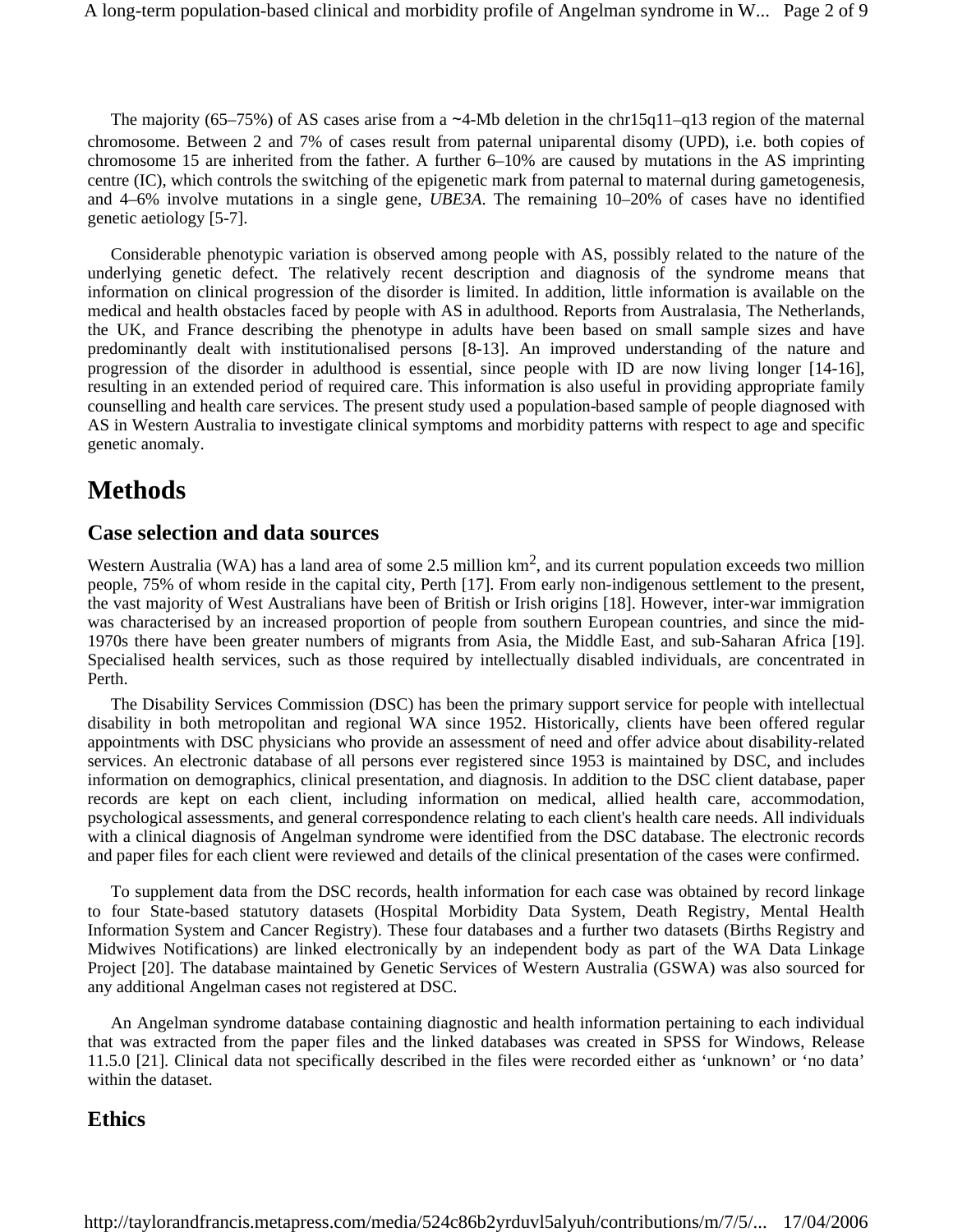The majority (65–75%) of AS cases arise from a ~4-Mb deletion in the chr15q11–q13 region of the maternal chromosome. Between 2 and 7% of cases result from paternal uniparental disomy (UPD), i.e. both copies of chromosome 15 are inherited from the father. A further 6–10% are caused by mutations in the AS imprinting centre (IC), which controls the switching of the epigenetic mark from paternal to maternal during gametogenesis, and 4–6% involve mutations in a single gene, *UBE3A*. The remaining 10–20% of cases have no identified genetic aetiology [5-7].

Considerable phenotypic variation is observed among people with AS, possibly related to the nature of the underlying genetic defect. The relatively recent description and diagnosis of the syndrome means that information on clinical progression of the disorder is limited. In addition, little information is available on the medical and health obstacles faced by people with AS in adulthood. Reports from Australasia, The Netherlands, the UK, and France describing the phenotype in adults have been based on small sample sizes and have predominantly dealt with institutionalised persons [8-13]. An improved understanding of the nature and progression of the disorder in adulthood is essential, since people with ID are now living longer [14-16], resulting in an extended period of required care. This information is also useful in providing appropriate family counselling and health care services. The present study used a population-based sample of people diagnosed with AS in Western Australia to investigate clinical symptoms and morbidity patterns with respect to age and specific genetic anomaly.

# Methods

## Case selection and data sources

Western Australia (WA) has a land area of some 2.5 million km$^2$, and its current population exceeds two million people, 75% of whom reside in the capital city, Perth [17]. From early non-indigenous settlement to the present, the vast majority of West Australians have been of British or Irish origins [18]. However, inter-war immigration was characterised by an increased proportion of people from southern European countries, and since the mid-1970s there have been greater numbers of migrants from Asia, the Middle East, and sub-Saharan Africa [19]. Specialised health services, such as those required by intellectually disabled individuals, are concentrated in Perth.

The Disability Services Commission (DSC) has been the primary support service for people with intellectual disability in both metropolitan and regional WA since 1952. Historically, clients have been offered regular appointments with DSC physicians who provide an assessment of need and offer advice about disability-related services. An electronic database of all persons ever registered since 1953 is maintained by DSC, and includes information on demographics, clinical presentation, and diagnosis. In addition to the DSC client database, paper records are kept on each client, including information on medical, allied health care, accommodation, psychological assessments, and general correspondence relating to each client's health care needs. All individuals with a clinical diagnosis of Angelman syndrome were identified from the DSC database. The electronic records and paper files for each client were reviewed and details of the clinical presentation of the cases were confirmed.

To supplement data from the DSC records, health information for each case was obtained by record linkage to four State-based statutory datasets (Hospital Morbidity Data System, Death Registry, Mental Health Information System and Cancer Registry). These four databases and a further two datasets (Births Registry and Midwives Notifications) are linked electronically by an independent body as part of the WA Data Linkage Project [20]. The database maintained by Genetic Services of Western Australia (GSWA) was also sourced for any additional Angelman cases not registered at DSC.

An Angelman syndrome database containing diagnostic and health information pertaining to each individual that was extracted from the paper files and the linked databases was created in SPSS for Windows, Release 11.5.0 [21]. Clinical data not specifically described in the files were recorded either as ‘unknown’ or ‘no data’ within the dataset.

## Ethics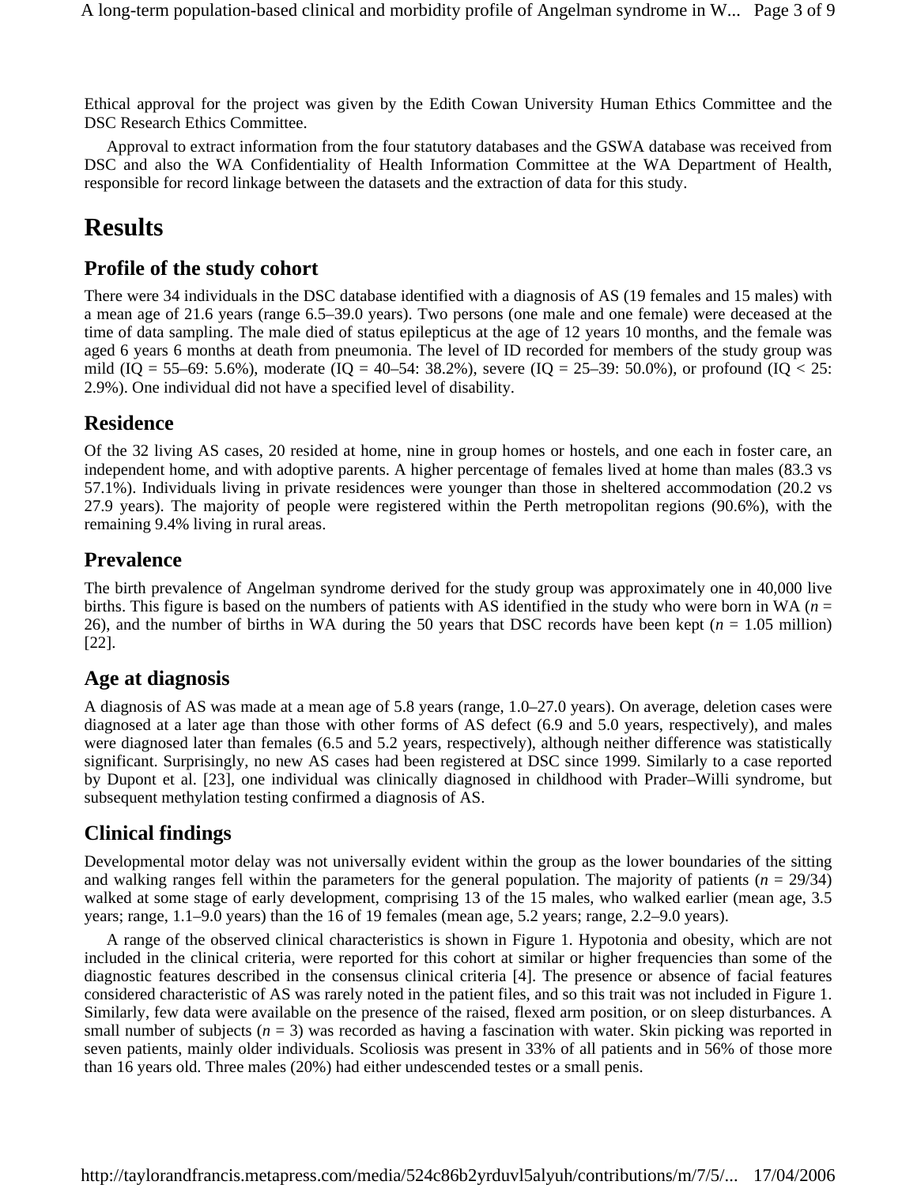Ethical approval for the project was given by the Edith Cowan University Human Ethics Committee and the DSC Research Ethics Committee.

Approval to extract information from the four statutory databases and the GSWA database was received from DSC and also the WA Confidentiality of Health Information Committee at the WA Department of Health, responsible for record linkage between the datasets and the extraction of data for this study.

# Results

## Profile of the study cohort

There were 34 individuals in the DSC database identified with a diagnosis of AS (19 females and 15 males) with a mean age of 21.6 years (range 6.5–39.0 years). Two persons (one male and one female) were deceased at the time of data sampling. The male died of status epilepticus at the age of 12 years 10 months, and the female was aged 6 years 6 months at death from pneumonia. The level of ID recorded for members of the study group was mild (IQ = 55–69: 5.6%), moderate (IQ = 40–54: 38.2%), severe (IQ = 25–39: 50.0%), or profound (IQ < 25: 2.9%). One individual did not have a specified level of disability.

## Residence

Of the 32 living AS cases, 20 resided at home, nine in group homes or hostels, and one each in foster care, an independent home, and with adoptive parents. A higher percentage of females lived at home than males (83.3 vs 57.1%). Individuals living in private residences were younger than those in sheltered accommodation (20.2 vs 27.9 years). The majority of people were registered within the Perth metropolitan regions (90.6%), with the remaining 9.4% living in rural areas.

## Prevalence

The birth prevalence of Angelman syndrome derived for the study group was approximately one in 40,000 live births. This figure is based on the numbers of patients with AS identified in the study who were born in WA ($n$ = 26), and the number of births in WA during the 50 years that DSC records have been kept ($n$ = 1.05 million) [22].

## Age at diagnosis

A diagnosis of AS was made at a mean age of 5.8 years (range, 1.0–27.0 years). On average, deletion cases were diagnosed at a later age than those with other forms of AS defect (6.9 and 5.0 years, respectively), and males were diagnosed later than females (6.5 and 5.2 years, respectively), although neither difference was statistically significant. Surprisingly, no new AS cases had been registered at DSC since 1999. Similarly to a case reported by Dupont et al. [23], one individual was clinically diagnosed in childhood with Prader–Willi syndrome, but subsequent methylation testing confirmed a diagnosis of AS.

## Clinical findings

Developmental motor delay was not universally evident within the group as the lower boundaries of the sitting and walking ranges fell within the parameters for the general population. The majority of patients ($n$ = 29/34) walked at some stage of early development, comprising 13 of the 15 males, who walked earlier (mean age, 3.5 years; range, 1.1–9.0 years) than the 16 of 19 females (mean age, 5.2 years; range, 2.2–9.0 years).

A range of the observed clinical characteristics is shown in Figure 1. Hypotonia and obesity, which are not included in the clinical criteria, were reported for this cohort at similar or higher frequencies than some of the diagnostic features described in the consensus clinical criteria [4]. The presence or absence of facial features considered characteristic of AS was rarely noted in the patient files, and so this trait was not included in Figure 1. Similarly, few data were available on the presence of the raised, flexed arm position, or on sleep disturbances. A small number of subjects ($n$ = 3) was recorded as having a fascination with water. Skin picking was reported in seven patients, mainly older individuals. Scoliosis was present in 33% of all patients and in 56% of those more than 16 years old. Three males (20%) had either undescended testes or a small penis.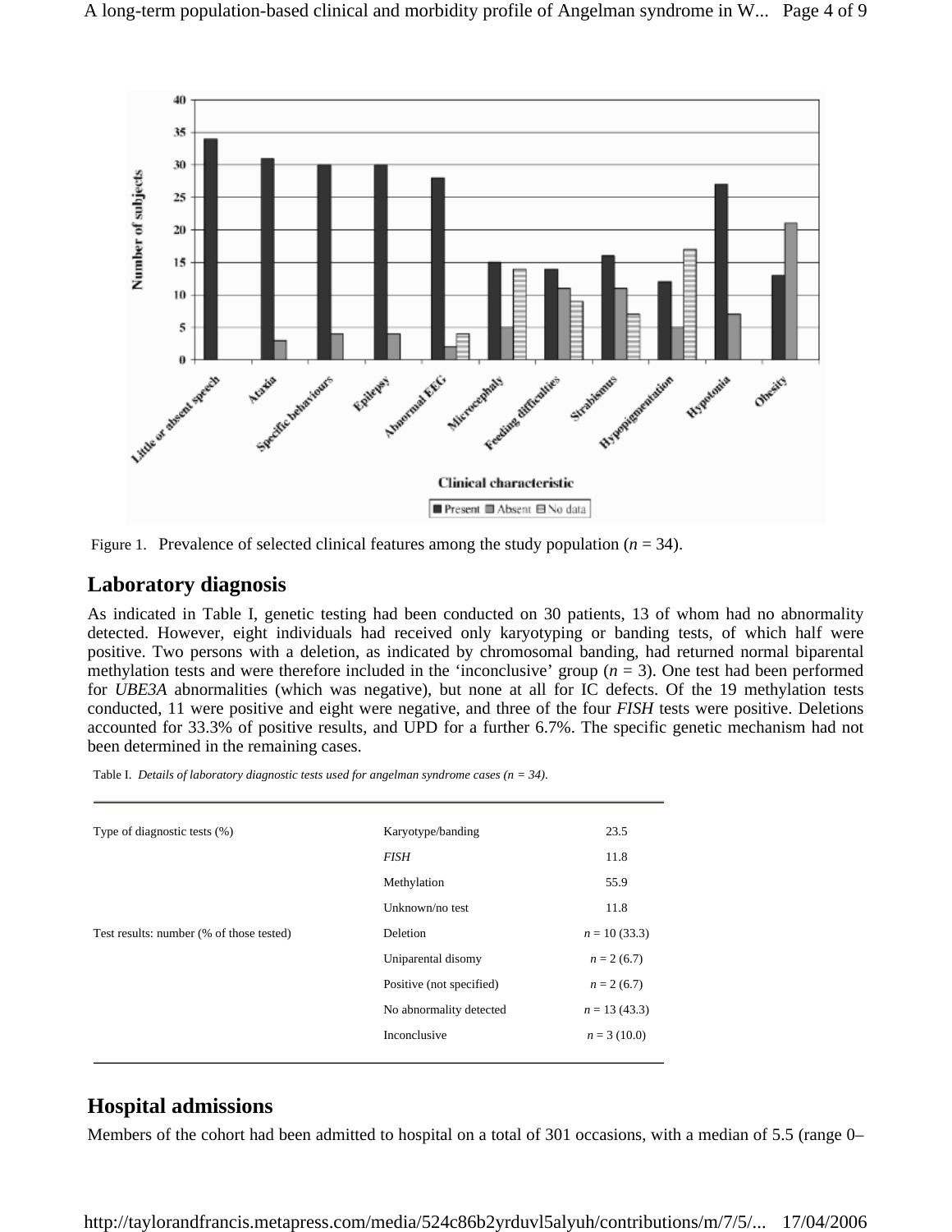Figure 1. Prevalence of selected clinical features among the study population ($n$ = 34).

## Laboratory diagnosis

As indicated in Table I, genetic testing had been conducted on 30 patients, 13 of whom had no abnormality detected. However, eight individuals had received only karyotyping or banding tests, of which half were positive. Two persons with a deletion, as indicated by chromosomal banding, had returned normal biparental methylation tests and were therefore included in the 'inconclusive' group ($n$ = 3). One test had been performed for *UBE3A* abnormalities (which was negative), but none at all for IC defects. Of the 19 methylation tests conducted, 11 were positive and eight were negative, and three of the four *FISH* tests were positive. Deletions accounted for 33.3% of positive results, and UPD for a further 6.7%. The specific genetic mechanism had not been determined in the remaining cases.

Table I. *Details of laboratory diagnostic tests used for angelman syndrome cases (n = 34).*

| | | |
|---|---|---|
| Type of diagnostic tests (%) | Karyotype/banding | 23.5 |
| | *FISH* | 11.8 |
| | Methylation | 55.9 |
| | Unknown/no test | 11.8 |
| Test results: number (% of those tested) | Deletion | $n$ = 10 (33.3) |
| | Uniparental disomy | $n$ = 2 (6.7) |
| | Positive (not specified) | $n$ = 2 (6.7) |
| | No abnormality detected | $n$ = 13 (43.3) |
| | Inconclusive | $n$ = 3 (10.0) |

## Hospital admissions

Members of the cohort had been admitted to hospital on a total of 301 occasions, with a median of 5.5 (range 0–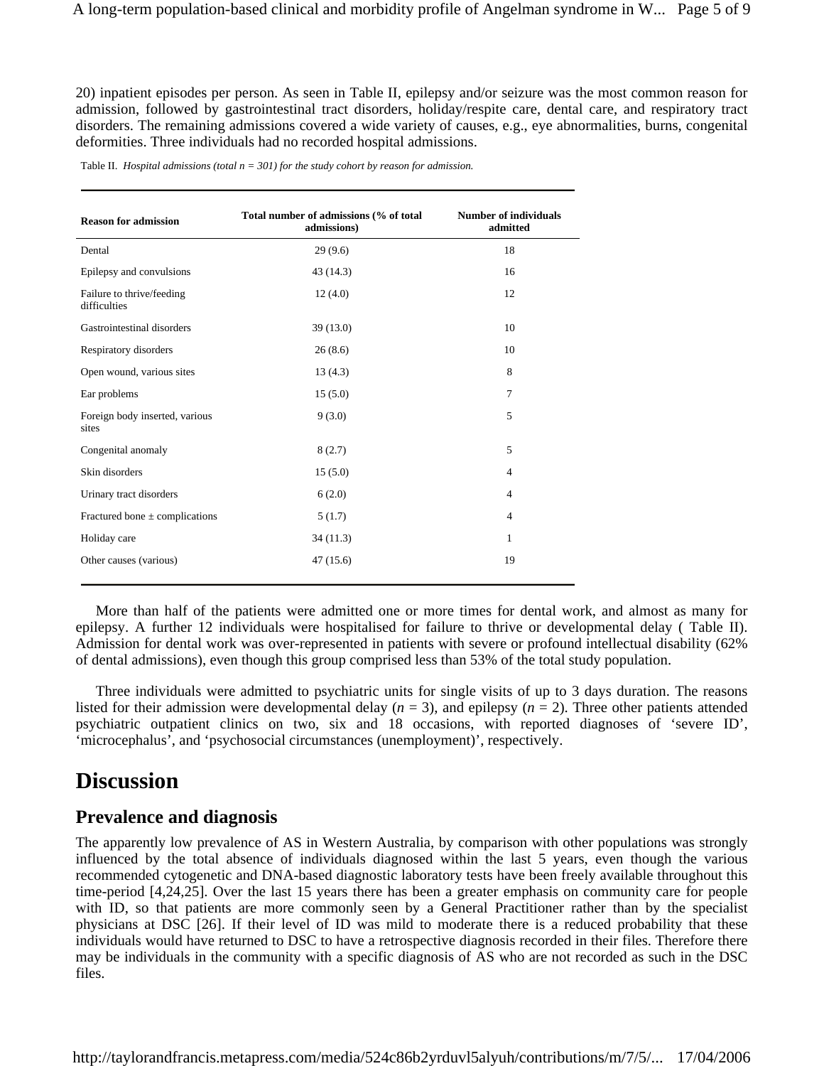20) inpatient episodes per person. As seen in Table II, epilepsy and/or seizure was the most common reason for admission, followed by gastrointestinal tract disorders, holiday/respite care, dental care, and respiratory tract disorders. The remaining admissions covered a wide variety of causes, e.g., eye abnormalities, burns, congenital deformities. Three individuals had no recorded hospital admissions.

Table II. *Hospital admissions (total n = 301) for the study cohort by reason for admission.*

| Reason for admission | Total number of admissions (% of total admissions) | Number of individuals admitted |
|---|---|---|
| Dental | 29 (9.6) | 18 |
| Epilepsy and convulsions | 43 (14.3) | 16 |
| Failure to thrive/feeding difficulties | 12 (4.0) | 12 |
| Gastrointestinal disorders | 39 (13.0) | 10 |
| Respiratory disorders | 26 (8.6) | 10 |
| Open wound, various sites | 13 (4.3) | 8 |
| Ear problems | 15 (5.0) | 7 |
| Foreign body inserted, various sites | 9 (3.0) | 5 |
| Congenital anomaly | 8 (2.7) | 5 |
| Skin disorders | 15 (5.0) | 4 |
| Urinary tract disorders | 6 (2.0) | 4 |
| Fractured bone ± complications | 5 (1.7) | 4 |
| Holiday care | 34 (11.3) | 1 |
| Other causes (various) | 47 (15.6) | 19 |

More than half of the patients were admitted one or more times for dental work, and almost as many for epilepsy. A further 12 individuals were hospitalised for failure to thrive or developmental delay ( Table II). Admission for dental work was over-represented in patients with severe or profound intellectual disability (62% of dental admissions), even though this group comprised less than 53% of the total study population.

Three individuals were admitted to psychiatric units for single visits of up to 3 days duration. The reasons listed for their admission were developmental delay ($n = 3$), and epilepsy ($n = 2$). Three other patients attended psychiatric outpatient clinics on two, six and 18 occasions, with reported diagnoses of 'severe ID', 'microcephalus', and 'psychosocial circumstances (unemployment)', respectively.

# Discussion

## Prevalence and diagnosis

The apparently low prevalence of AS in Western Australia, by comparison with other populations was strongly influenced by the total absence of individuals diagnosed within the last 5 years, even though the various recommended cytogenetic and DNA-based diagnostic laboratory tests have been freely available throughout this time-period [4,24,25]. Over the last 15 years there has been a greater emphasis on community care for people with ID, so that patients are more commonly seen by a General Practitioner rather than by the specialist physicians at DSC [26]. If their level of ID was mild to moderate there is a reduced probability that these individuals would have returned to DSC to have a retrospective diagnosis recorded in their files. Therefore there may be individuals in the community with a specific diagnosis of AS who are not recorded as such in the DSC files.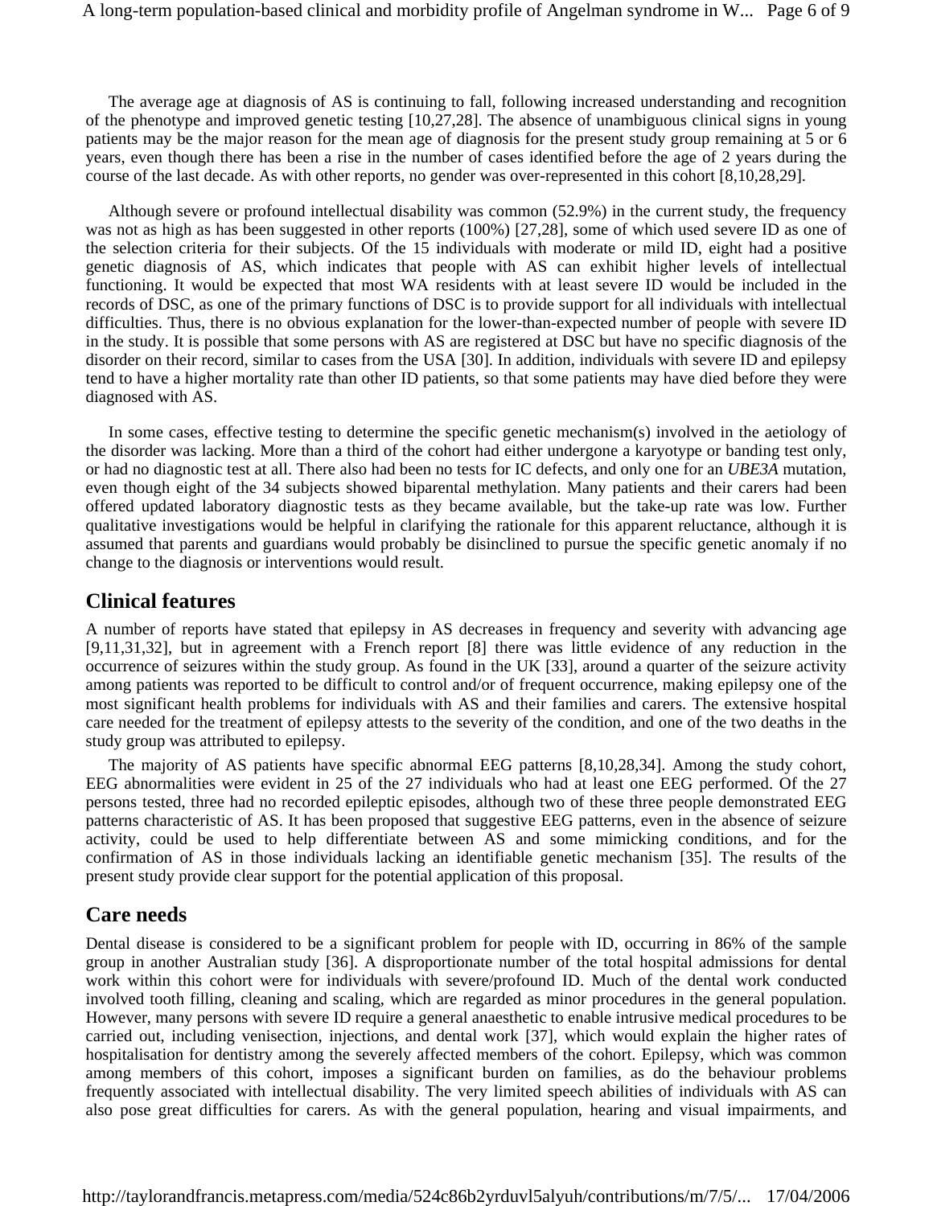The average age at diagnosis of AS is continuing to fall, following increased understanding and recognition of the phenotype and improved genetic testing [10,27,28]. The absence of unambiguous clinical signs in young patients may be the major reason for the mean age of diagnosis for the present study group remaining at 5 or 6 years, even though there has been a rise in the number of cases identified before the age of 2 years during the course of the last decade. As with other reports, no gender was over-represented in this cohort [8,10,28,29].

Although severe or profound intellectual disability was common (52.9%) in the current study, the frequency was not as high as has been suggested in other reports (100%) [27,28], some of which used severe ID as one of the selection criteria for their subjects. Of the 15 individuals with moderate or mild ID, eight had a positive genetic diagnosis of AS, which indicates that people with AS can exhibit higher levels of intellectual functioning. It would be expected that most WA residents with at least severe ID would be included in the records of DSC, as one of the primary functions of DSC is to provide support for all individuals with intellectual difficulties. Thus, there is no obvious explanation for the lower-than-expected number of people with severe ID in the study. It is possible that some persons with AS are registered at DSC but have no specific diagnosis of the disorder on their record, similar to cases from the USA [30]. In addition, individuals with severe ID and epilepsy tend to have a higher mortality rate than other ID patients, so that some patients may have died before they were diagnosed with AS.

In some cases, effective testing to determine the specific genetic mechanism(s) involved in the aetiology of the disorder was lacking. More than a third of the cohort had either undergone a karyotype or banding test only, or had no diagnostic test at all. There also had been no tests for IC defects, and only one for an *UBE3A* mutation, even though eight of the 34 subjects showed biparental methylation. Many patients and their carers had been offered updated laboratory diagnostic tests as they became available, but the take-up rate was low. Further qualitative investigations would be helpful in clarifying the rationale for this apparent reluctance, although it is assumed that parents and guardians would probably be disinclined to pursue the specific genetic anomaly if no change to the diagnosis or interventions would result.

## Clinical features

A number of reports have stated that epilepsy in AS decreases in frequency and severity with advancing age [9,11,31,32], but in agreement with a French report [8] there was little evidence of any reduction in the occurrence of seizures within the study group. As found in the UK [33], around a quarter of the seizure activity among patients was reported to be difficult to control and/or of frequent occurrence, making epilepsy one of the most significant health problems for individuals with AS and their families and carers. The extensive hospital care needed for the treatment of epilepsy attests to the severity of the condition, and one of the two deaths in the study group was attributed to epilepsy.

The majority of AS patients have specific abnormal EEG patterns [8,10,28,34]. Among the study cohort, EEG abnormalities were evident in 25 of the 27 individuals who had at least one EEG performed. Of the 27 persons tested, three had no recorded epileptic episodes, although two of these three people demonstrated EEG patterns characteristic of AS. It has been proposed that suggestive EEG patterns, even in the absence of seizure activity, could be used to help differentiate between AS and some mimicking conditions, and for the confirmation of AS in those individuals lacking an identifiable genetic mechanism [35]. The results of the present study provide clear support for the potential application of this proposal.

## Care needs

Dental disease is considered to be a significant problem for people with ID, occurring in 86% of the sample group in another Australian study [36]. A disproportionate number of the total hospital admissions for dental work within this cohort were for individuals with severe/profound ID. Much of the dental work conducted involved tooth filling, cleaning and scaling, which are regarded as minor procedures in the general population. However, many persons with severe ID require a general anaesthetic to enable intrusive medical procedures to be carried out, including venisection, injections, and dental work [37], which would explain the higher rates of hospitalisation for dentistry among the severely affected members of the cohort. Epilepsy, which was common among members of this cohort, imposes a significant burden on families, as do the behaviour problems frequently associated with intellectual disability. The very limited speech abilities of individuals with AS can also pose great difficulties for carers. As with the general population, hearing and visual impairments, and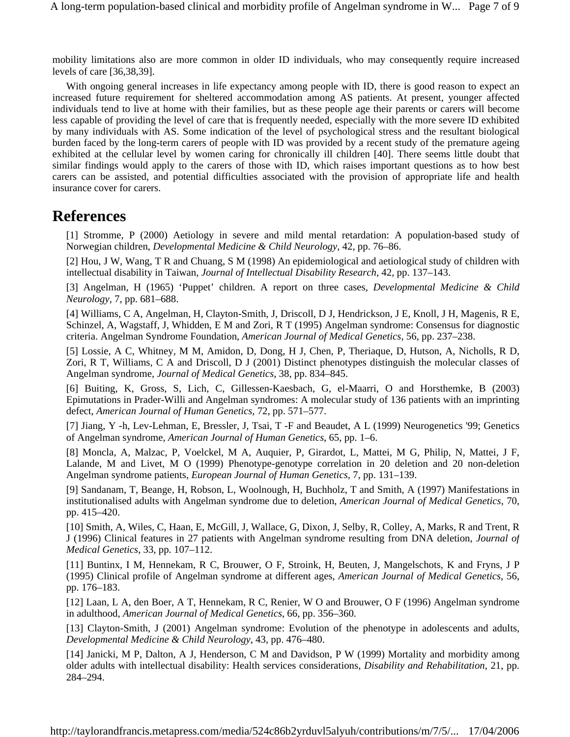mobility limitations also are more common in older ID individuals, who may consequently require increased levels of care [36,38,39].

With ongoing general increases in life expectancy among people with ID, there is good reason to expect an increased future requirement for sheltered accommodation among AS patients. At present, younger affected individuals tend to live at home with their families, but as these people age their parents or carers will become less capable of providing the level of care that is frequently needed, especially with the more severe ID exhibited by many individuals with AS. Some indication of the level of psychological stress and the resultant biological burden faced by the long-term carers of people with ID was provided by a recent study of the premature ageing exhibited at the cellular level by women caring for chronically ill children [40]. There seems little doubt that similar findings would apply to the carers of those with ID, which raises important questions as to how best carers can be assisted, and potential difficulties associated with the provision of appropriate life and health insurance cover for carers.

# References

[1] Stromme, P (2000) Aetiology in severe and mild mental retardation: A population-based study of Norwegian children, *Developmental Medicine & Child Neurology*, 42, pp. 76–86.

[2] Hou, J W, Wang, T R and Chuang, S M (1998) An epidemiological and aetiological study of children with intellectual disability in Taiwan, *Journal of Intellectual Disability Research*, 42, pp. 137–143.

[3] Angelman, H (1965) 'Puppet' children. A report on three cases, *Developmental Medicine & Child Neurology*, 7, pp. 681–688.

[4] Williams, C A, Angelman, H, Clayton-Smith, J, Driscoll, D J, Hendrickson, J E, Knoll, J H, Magenis, R E, Schinzel, A, Wagstaff, J, Whidden, E M and Zori, R T (1995) Angelman syndrome: Consensus for diagnostic criteria. Angelman Syndrome Foundation, *American Journal of Medical Genetics*, 56, pp. 237–238.

[5] Lossie, A C, Whitney, M M, Amidon, D, Dong, H J, Chen, P, Theriaque, D, Hutson, A, Nicholls, R D, Zori, R T, Williams, C A and Driscoll, D J (2001) Distinct phenotypes distinguish the molecular classes of Angelman syndrome, *Journal of Medical Genetics*, 38, pp. 834–845.

[6] Buiting, K, Gross, S, Lich, C, Gillessen-Kaesbach, G, el-Maarri, O and Horsthemke, B (2003) Epimutations in Prader-Willi and Angelman syndromes: A molecular study of 136 patients with an imprinting defect, *American Journal of Human Genetics*, 72, pp. 571–577.

[7] Jiang, Y -h, Lev-Lehman, E, Bressler, J, Tsai, T -F and Beaudet, A L (1999) Neurogenetics '99; Genetics of Angelman syndrome, *American Journal of Human Genetics*, 65, pp. 1–6.

[8] Moncla, A, Malzac, P, Voelckel, M A, Auquier, P, Girardot, L, Mattei, M G, Philip, N, Mattei, J F, Lalande, M and Livet, M O (1999) Phenotype-genotype correlation in 20 deletion and 20 non-deletion Angelman syndrome patients, *European Journal of Human Genetics*, 7, pp. 131–139.

[9] Sandanam, T, Beange, H, Robson, L, Woolnough, H, Buchholz, T and Smith, A (1997) Manifestations in institutionalised adults with Angelman syndrome due to deletion, *American Journal of Medical Genetics*, 70, pp. 415–420.

[10] Smith, A, Wiles, C, Haan, E, McGill, J, Wallace, G, Dixon, J, Selby, R, Colley, A, Marks, R and Trent, R J (1996) Clinical features in 27 patients with Angelman syndrome resulting from DNA deletion, *Journal of Medical Genetics*, 33, pp. 107–112.

[11] Buntinx, I M, Hennekam, R C, Brouwer, O F, Stroink, H, Beuten, J, Mangelschots, K and Fryns, J P (1995) Clinical profile of Angelman syndrome at different ages, *American Journal of Medical Genetics*, 56, pp. 176–183.

[12] Laan, L A, den Boer, A T, Hennekam, R C, Renier, W O and Brouwer, O F (1996) Angelman syndrome in adulthood, *American Journal of Medical Genetics*, 66, pp. 356–360.

[13] Clayton-Smith, J (2001) Angelman syndrome: Evolution of the phenotype in adolescents and adults, *Developmental Medicine & Child Neurology*, 43, pp. 476–480.

[14] Janicki, M P, Dalton, A J, Henderson, C M and Davidson, P W (1999) Mortality and morbidity among older adults with intellectual disability: Health services considerations, *Disability and Rehabilitation*, 21, pp. 284–294.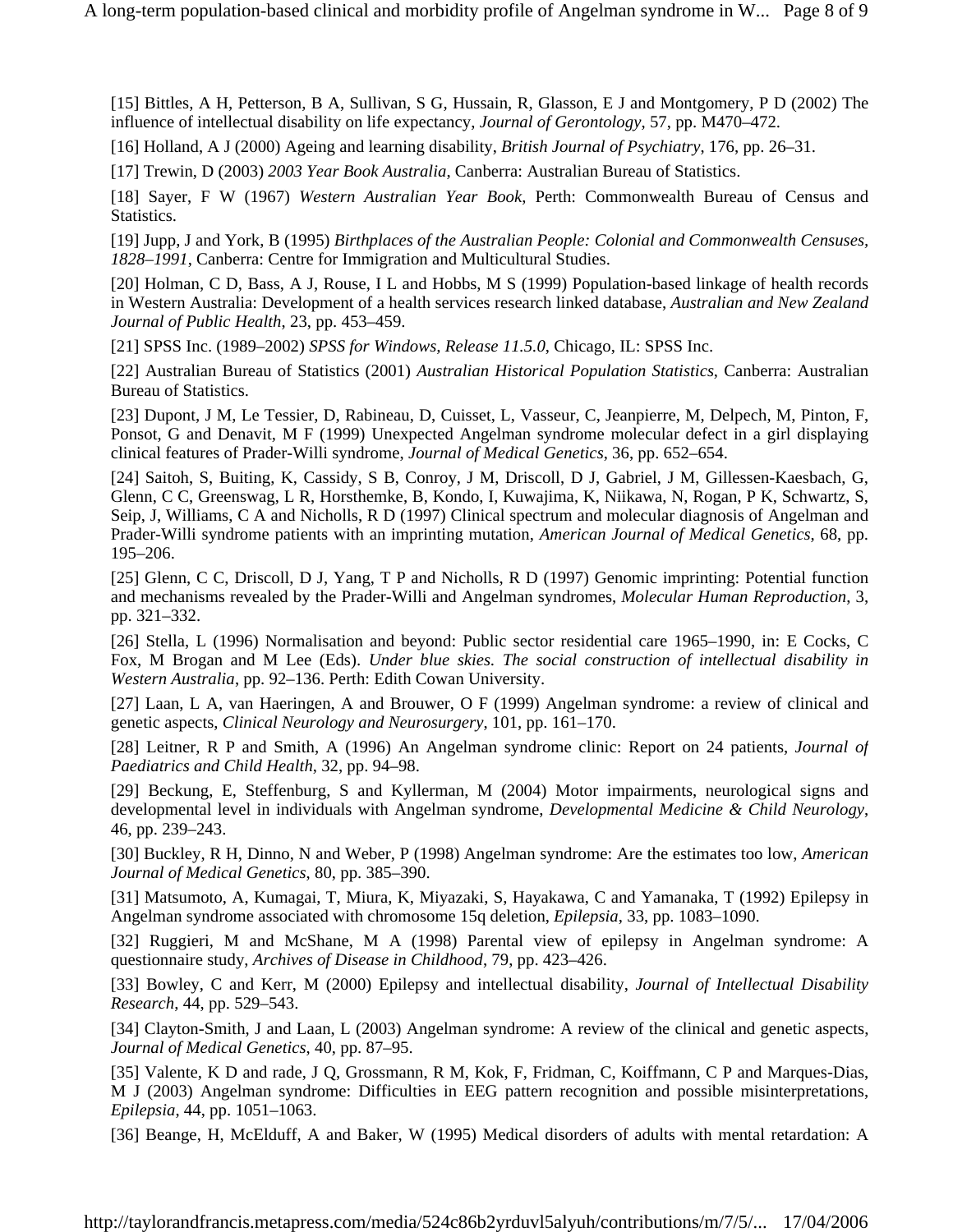[15] Bittles, A H, Petterson, B A, Sullivan, S G, Hussain, R, Glasson, E J and Montgomery, P D (2002) The influence of intellectual disability on life expectancy, *Journal of Gerontology*, 57, pp. M470–472.

[16] Holland, A J (2000) Ageing and learning disability, *British Journal of Psychiatry*, 176, pp. 26–31.

[17] Trewin, D (2003) *2003 Year Book Australia*, Canberra: Australian Bureau of Statistics.

[18] Sayer, F W (1967) *Western Australian Year Book*, Perth: Commonwealth Bureau of Census and Statistics.

[19] Jupp, J and York, B (1995) *Birthplaces of the Australian People: Colonial and Commonwealth Censuses, 1828–1991*, Canberra: Centre for Immigration and Multicultural Studies.

[20] Holman, C D, Bass, A J, Rouse, I L and Hobbs, M S (1999) Population-based linkage of health records in Western Australia: Development of a health services research linked database, *Australian and New Zealand Journal of Public Health*, 23, pp. 453–459.

[21] SPSS Inc. (1989–2002) *SPSS for Windows, Release 11.5.0*, Chicago, IL: SPSS Inc.

[22] Australian Bureau of Statistics (2001) *Australian Historical Population Statistics*, Canberra: Australian Bureau of Statistics.

[23] Dupont, J M, Le Tessier, D, Rabineau, D, Cuisset, L, Vasseur, C, Jeanpierre, M, Delpech, M, Pinton, F, Ponsot, G and Denavit, M F (1999) Unexpected Angelman syndrome molecular defect in a girl displaying clinical features of Prader-Willi syndrome, *Journal of Medical Genetics*, 36, pp. 652–654.

[24] Saitoh, S, Buiting, K, Cassidy, S B, Conroy, J M, Driscoll, D J, Gabriel, J M, Gillessen-Kaesbach, G, Glenn, C C, Greenswag, L R, Horsthemke, B, Kondo, I, Kuwajima, K, Niikawa, N, Rogan, P K, Schwartz, S, Seip, J, Williams, C A and Nicholls, R D (1997) Clinical spectrum and molecular diagnosis of Angelman and Prader-Willi syndrome patients with an imprinting mutation, *American Journal of Medical Genetics*, 68, pp. 195–206.

[25] Glenn, C C, Driscoll, D J, Yang, T P and Nicholls, R D (1997) Genomic imprinting: Potential function and mechanisms revealed by the Prader-Willi and Angelman syndromes, *Molecular Human Reproduction*, 3, pp. 321–332.

[26] Stella, L (1996) Normalisation and beyond: Public sector residential care 1965–1990, in: E Cocks, C Fox, M Brogan and M Lee (Eds). *Under blue skies. The social construction of intellectual disability in Western Australia*, pp. 92–136. Perth: Edith Cowan University.

[27] Laan, L A, van Haeringen, A and Brouwer, O F (1999) Angelman syndrome: a review of clinical and genetic aspects, *Clinical Neurology and Neurosurgery*, 101, pp. 161–170.

[28] Leitner, R P and Smith, A (1996) An Angelman syndrome clinic: Report on 24 patients, *Journal of Paediatrics and Child Health*, 32, pp. 94–98.

[29] Beckung, E, Steffenburg, S and Kyllerman, M (2004) Motor impairments, neurological signs and developmental level in individuals with Angelman syndrome, *Developmental Medicine & Child Neurology*, 46, pp. 239–243.

[30] Buckley, R H, Dinno, N and Weber, P (1998) Angelman syndrome: Are the estimates too low, *American Journal of Medical Genetics*, 80, pp. 385–390.

[31] Matsumoto, A, Kumagai, T, Miura, K, Miyazaki, S, Hayakawa, C and Yamanaka, T (1992) Epilepsy in Angelman syndrome associated with chromosome 15q deletion, *Epilepsia*, 33, pp. 1083–1090.

[32] Ruggieri, M and McShane, M A (1998) Parental view of epilepsy in Angelman syndrome: A questionnaire study, *Archives of Disease in Childhood*, 79, pp. 423–426.

[33] Bowley, C and Kerr, M (2000) Epilepsy and intellectual disability, *Journal of Intellectual Disability Research*, 44, pp. 529–543.

[34] Clayton-Smith, J and Laan, L (2003) Angelman syndrome: A review of the clinical and genetic aspects, *Journal of Medical Genetics*, 40, pp. 87–95.

[35] Valente, K D and rade, J Q, Grossmann, R M, Kok, F, Fridman, C, Koiffmann, C P and Marques-Dias, M J (2003) Angelman syndrome: Difficulties in EEG pattern recognition and possible misinterpretations, *Epilepsia*, 44, pp. 1051–1063.

[36] Beange, H, McElduff, A and Baker, W (1995) Medical disorders of adults with mental retardation: A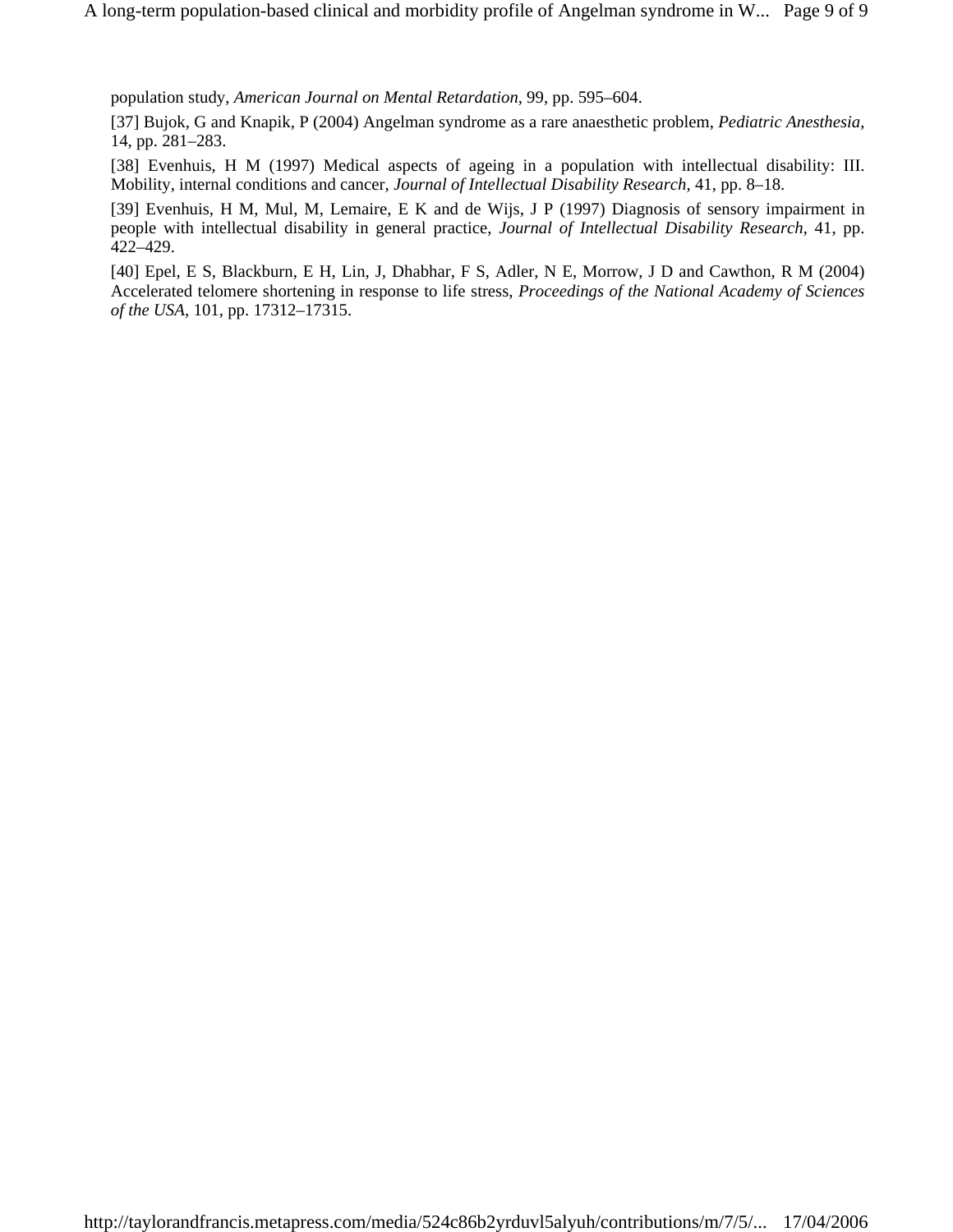population study, *American Journal on Mental Retardation*, 99, pp. 595–604.

[37] Bujok, G and Knapik, P (2004) Angelman syndrome as a rare anaesthetic problem, *Pediatric Anesthesia*, 14, pp. 281–283.

[38] Evenhuis, H M (1997) Medical aspects of ageing in a population with intellectual disability: III. Mobility, internal conditions and cancer, *Journal of Intellectual Disability Research*, 41, pp. 8–18.

[39] Evenhuis, H M, Mul, M, Lemaire, E K and de Wijs, J P (1997) Diagnosis of sensory impairment in people with intellectual disability in general practice, *Journal of Intellectual Disability Research*, 41, pp. 422–429.

[40] Epel, E S, Blackburn, E H, Lin, J, Dhabhar, F S, Adler, N E, Morrow, J D and Cawthon, R M (2004) Accelerated telomere shortening in response to life stress, *Proceedings of the National Academy of Sciences of the USA*, 101, pp. 17312–17315.